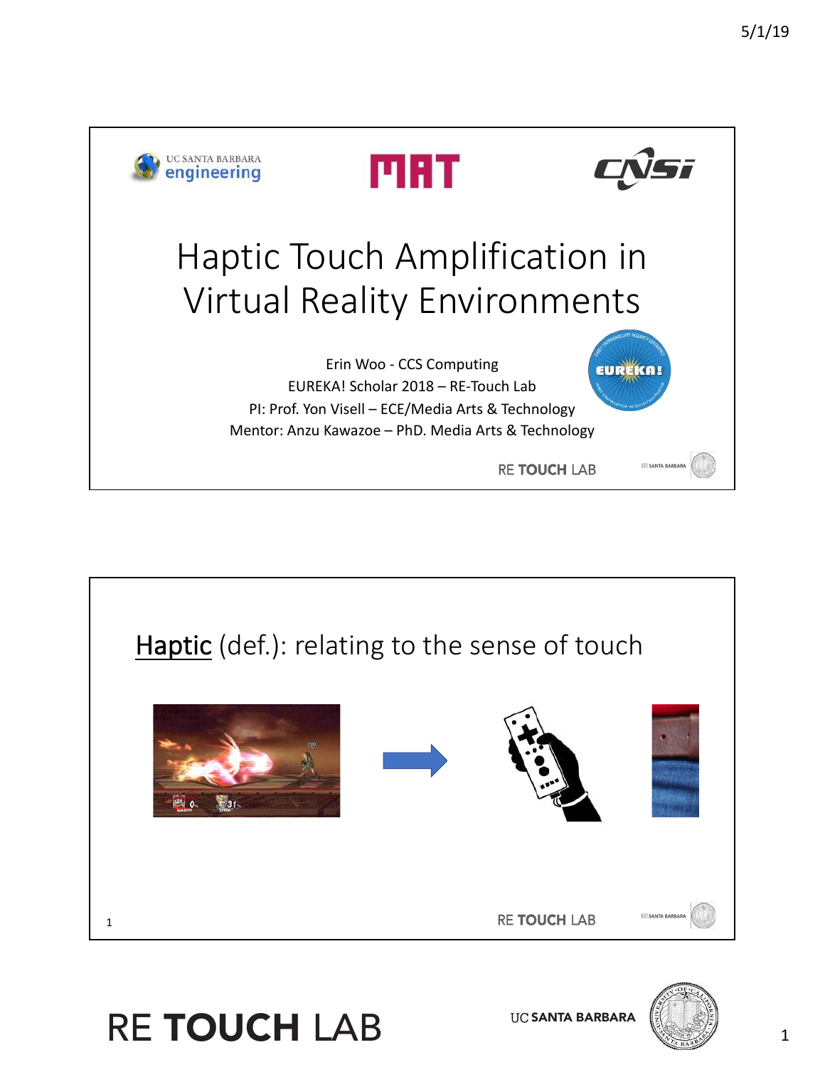# Haptic Touch Amplification in Virtual Reality Environments

Erin Woo - CCS Computing
EUREKA! Scholar 2018 – RE-Touch Lab
PI: Prof. Yon Visell – ECE/Media Arts & Technology
Mentor: Anzu Kawazoe – PhD. Media Arts & Technology

---

**Haptic** (def.): relating to the sense of touch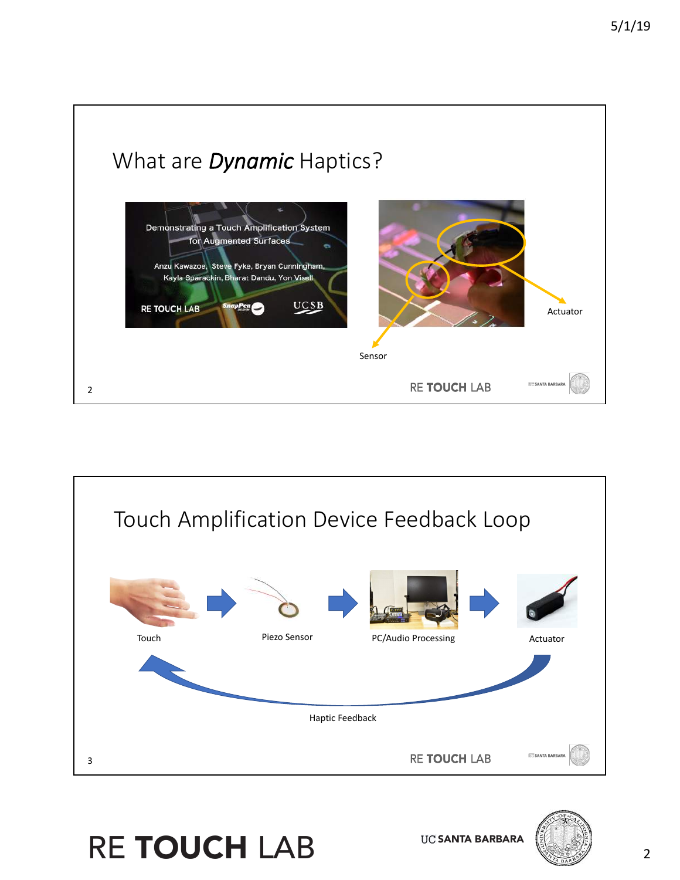## What are *Dynamic* Haptics?

Demonstrating a Touch Amplification System for Augmented Surfaces

Anzu Kawazoe, Steve Fyke, Bryan Cunningham, Kayla Sparackin, Bharat Dandu, Yon Visell

Actuator

Sensor

## Touch Amplification Device Feedback Loop

Touch → Piezo Sensor → PC/Audio Processing → Actuator

Haptic Feedback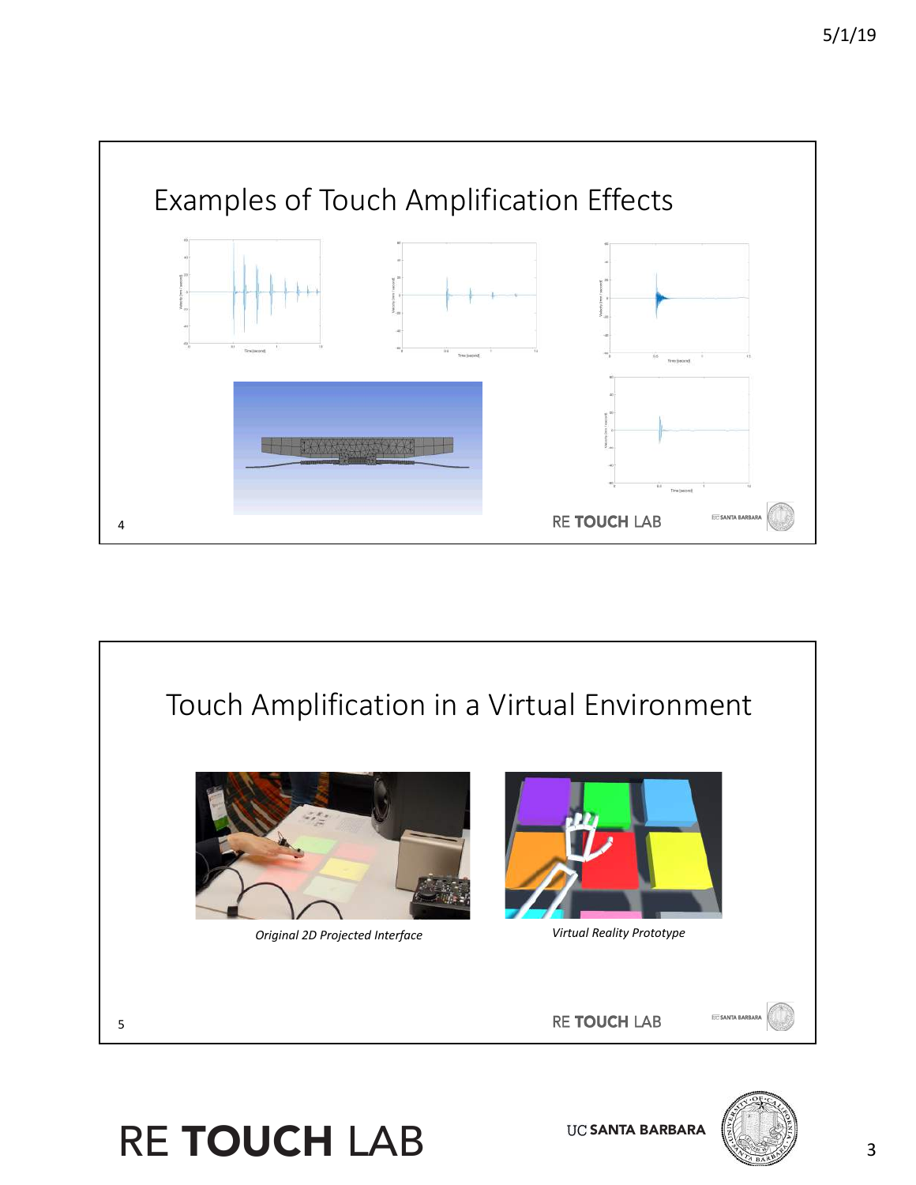## Examples of Touch Amplification Effects

## Touch Amplification in a Virtual Environment

*Original 2D Projected Interface*

*Virtual Reality Prototype*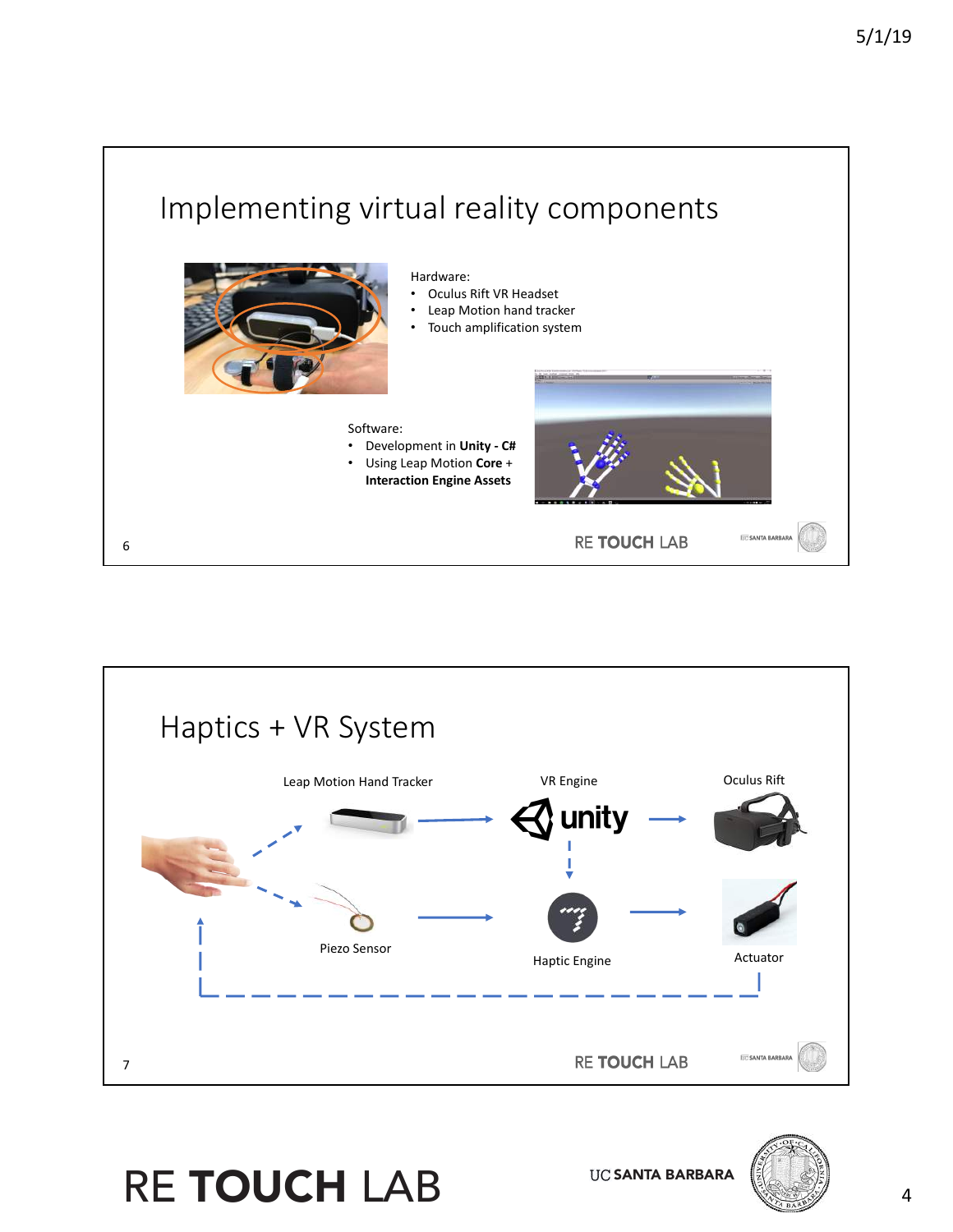## Implementing virtual reality components

Hardware:

- Oculus Rift VR Headset
- Leap Motion hand tracker
- Touch amplification system

Software:

- Development in **Unity - C#**
- Using Leap Motion **Core** + **Interaction Engine Assets**

## Haptics + VR System

Leap Motion Hand Tracker

VR Engine

Oculus Rift

Piezo Sensor

Haptic Engine

Actuator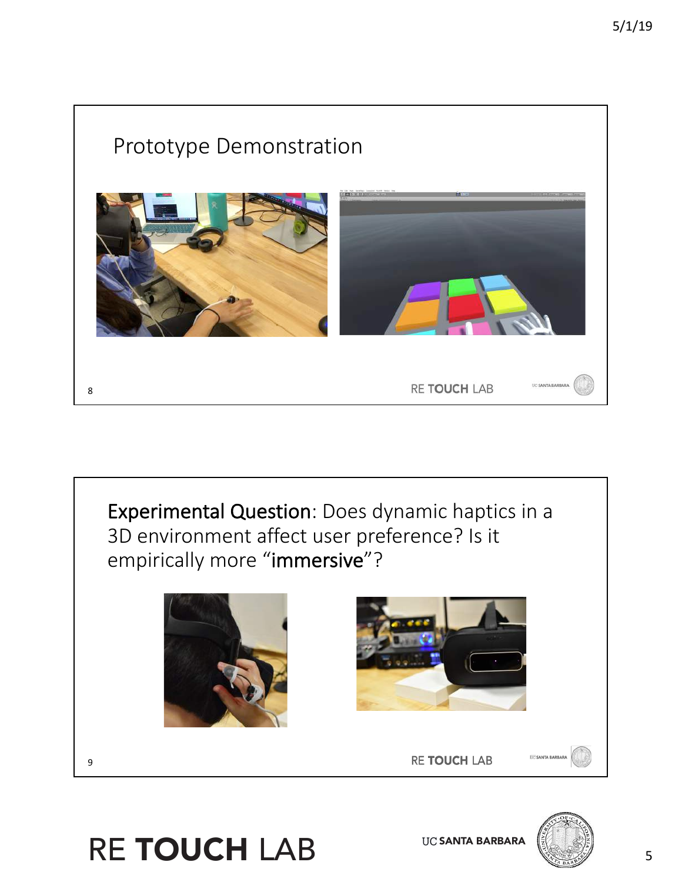## Prototype Demonstration

**Experimental Question**: Does dynamic haptics in a 3D environment affect user preference? Is it empirically more "**immersive**"?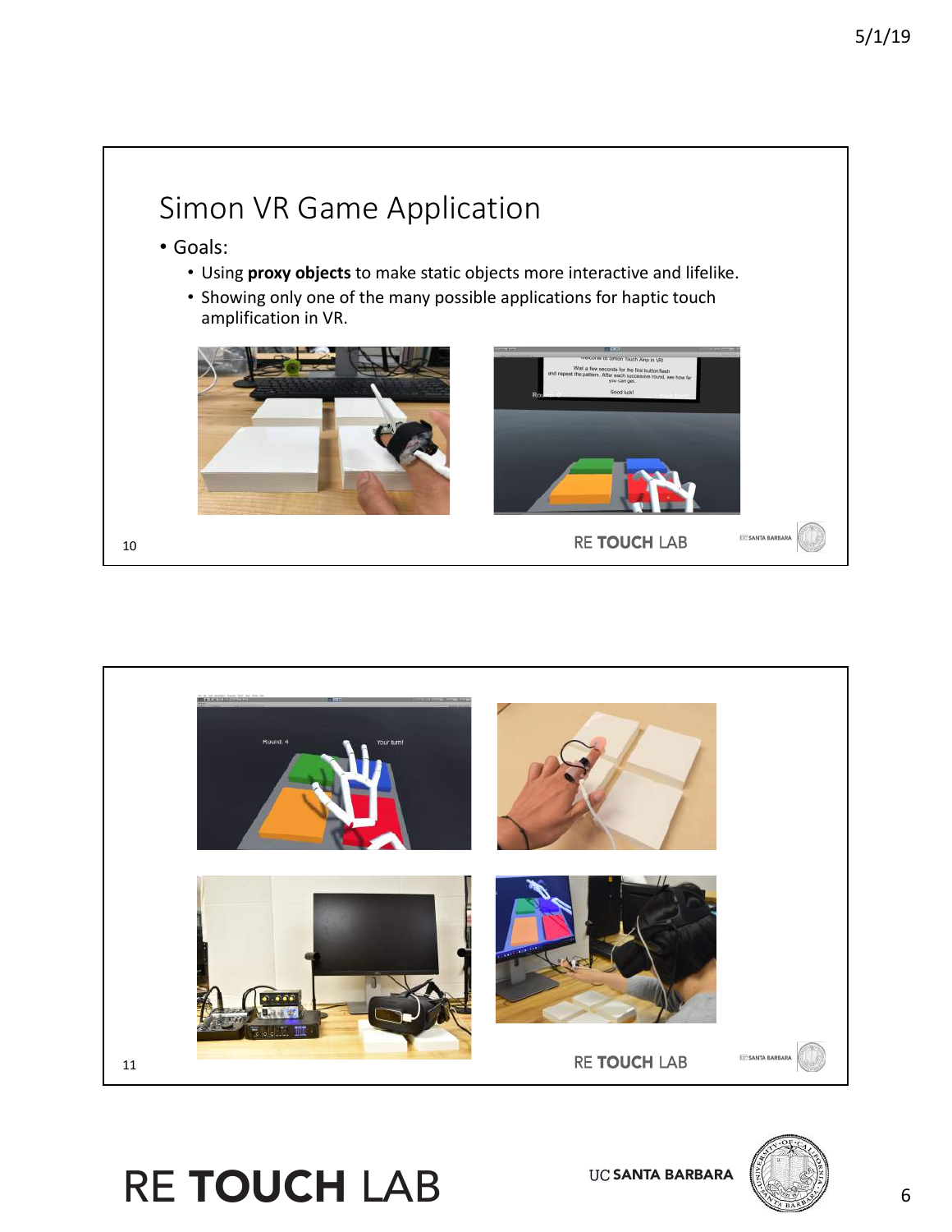# Simon VR Game Application

- Goals:
  - Using **proxy objects** to make static objects more interactive and lifelike.
  - Showing only one of the many possible applications for haptic touch amplification in VR.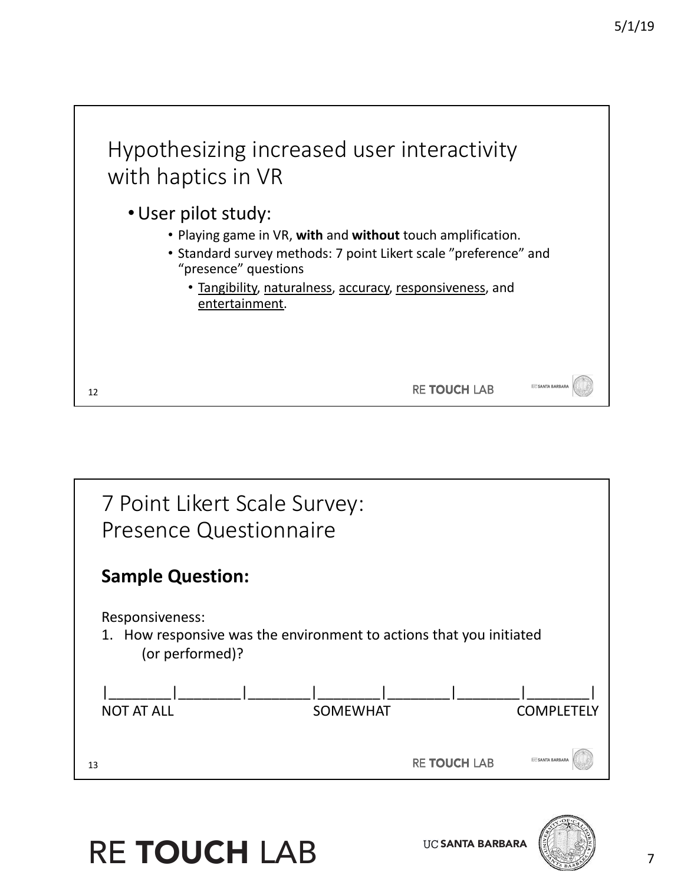## Hypothesizing increased user interactivity with haptics in VR

- User pilot study:
  - Playing game in VR, **with** and **without** touch amplification.
  - Standard survey methods: 7 point Likert scale ”preference” and “presence” questions
    - Tangibility, naturalness, accuracy, responsiveness, and entertainment.

## 7 Point Likert Scale Survey: Presence Questionnaire

**Sample Question:**

Responsiveness:

1. How responsive was the environment to actions that you initiated (or performed)?

|________|________|________|________|________|________|________|

NOT AT ALL SOMEWHAT COMPLETELY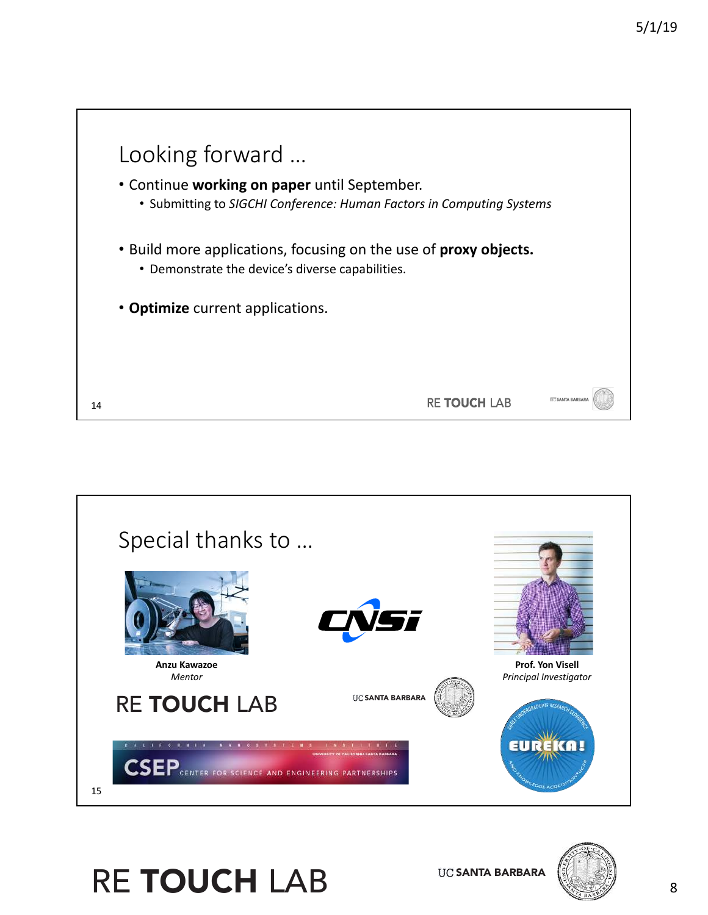## Looking forward …

- Continue **working on paper** until September.
  - Submitting to *SIGCHI Conference: Human Factors in Computing Systems*
- Build more applications, focusing on the use of **proxy objects.**
  - Demonstrate the device's diverse capabilities.
- **Optimize** current applications.

## Special thanks to …

**Anzu Kawazoe**
*Mentor*

**Prof. Yon Visell**
*Principal Investigator*

RE **TOUCH** LAB

UC SANTA BARBARA

CNSI

CSEP CENTER FOR SCIENCE AND ENGINEERING PARTNERSHIPS

EUREKA!